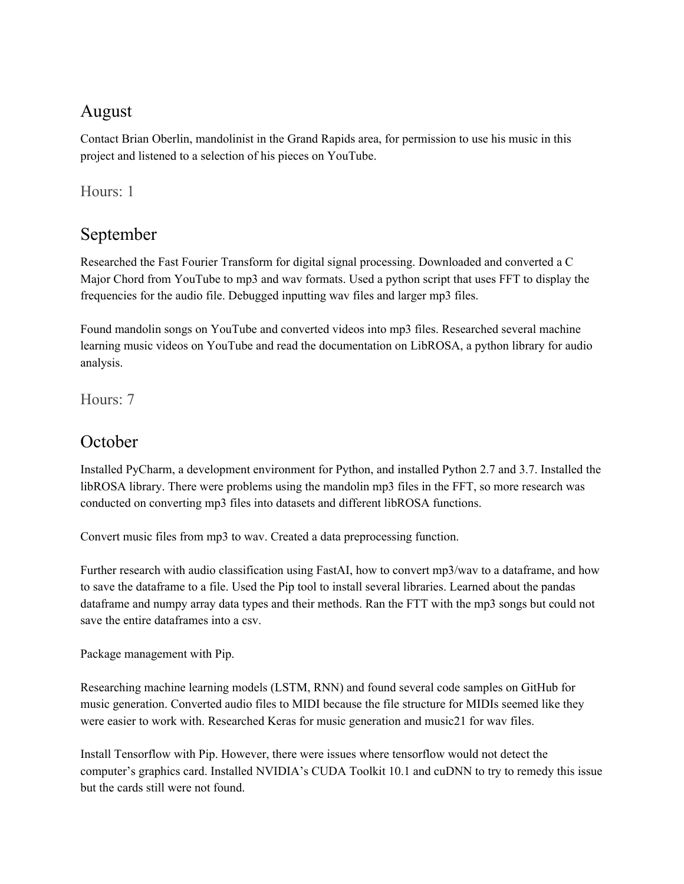## August

Contact Brian Oberlin, mandolinist in the Grand Rapids area, for permission to use his music in this project and listened to a selection of his pieces on YouTube.

### Hours: 1

## September

Researched the Fast Fourier Transform for digital signal processing. Downloaded and converted a C Major Chord from YouTube to mp3 and wav formats. Used a python script that uses FFT to display the frequencies for the audio file. Debugged inputting wav files and larger mp3 files.

Found mandolin songs on YouTube and converted videos into mp3 files. Researched several machine learning music videos on YouTube and read the documentation on LibROSA, a python library for audio analysis.

### Hours: 7

## October

Installed PyCharm, a development environment for Python, and installed Python 2.7 and 3.7. Installed the libROSA library. There were problems using the mandolin mp3 files in the FFT, so more research was conducted on converting mp3 files into datasets and different libROSA functions.

Convert music files from mp3 to wav. Created a data preprocessing function.

Further research with audio classification using FastAI, how to convert mp3/wav to a dataframe, and how to save the dataframe to a file. Used the Pip tool to install several libraries. Learned about the pandas dataframe and numpy array data types and their methods. Ran the FTT with the mp3 songs but could not save the entire dataframes into a csv.

Package management with Pip.

Researching machine learning models (LSTM, RNN) and found several code samples on GitHub for music generation. Converted audio files to MIDI because the file structure for MIDIs seemed like they were easier to work with. Researched Keras for music generation and music21 for wav files.

Install Tensorflow with Pip. However, there were issues where tensorflow would not detect the computer's graphics card. Installed NVIDIA's CUDA Toolkit 10.1 and cuDNN to try to remedy this issue but the cards still were not found.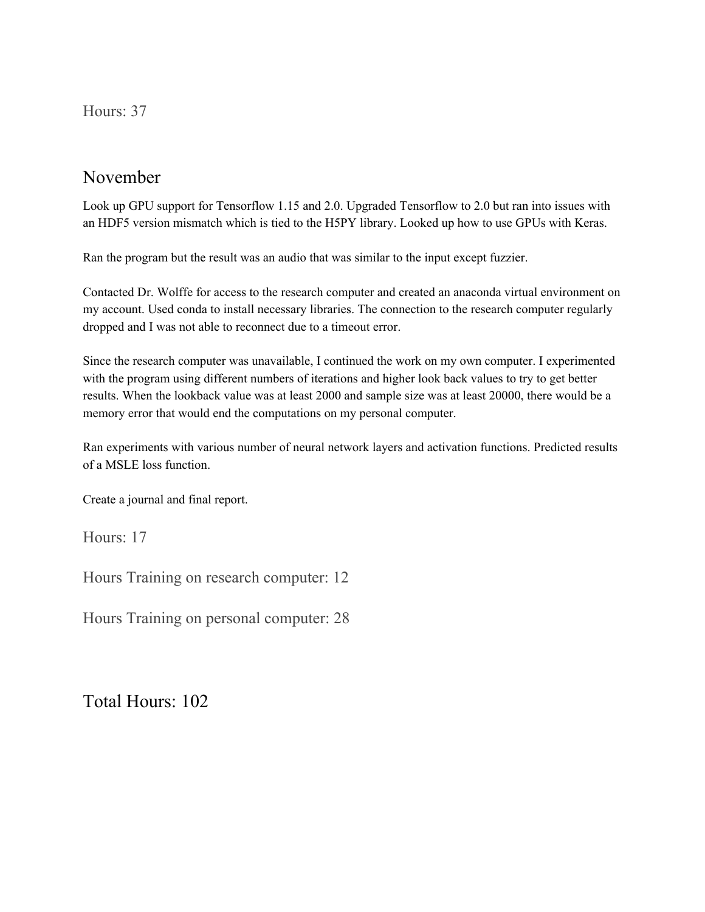Hours: 37

## November

Look up GPU support for Tensorflow 1.15 and 2.0. Upgraded Tensorflow to 2.0 but ran into issues with an HDF5 version mismatch which is tied to the H5PY library. Looked up how to use GPUs with Keras.

Ran the program but the result was an audio that was similar to the input except fuzzier.

Contacted Dr. Wolffe for access to the research computer and created an anaconda virtual environment on my account. Used conda to install necessary libraries. The connection to the research computer regularly dropped and I was not able to reconnect due to a timeout error.

Since the research computer was unavailable, I continued the work on my own computer. I experimented with the program using different numbers of iterations and higher look back values to try to get better results. When the lookback value was at least 2000 and sample size was at least 20000, there would be a memory error that would end the computations on my personal computer.

Ran experiments with various number of neural network layers and activation functions. Predicted results of a MSLE loss function.

Create a journal and final report.

Hours: 17

Hours Training on research computer: 12

Hours Training on personal computer: 28

## Total Hours: 102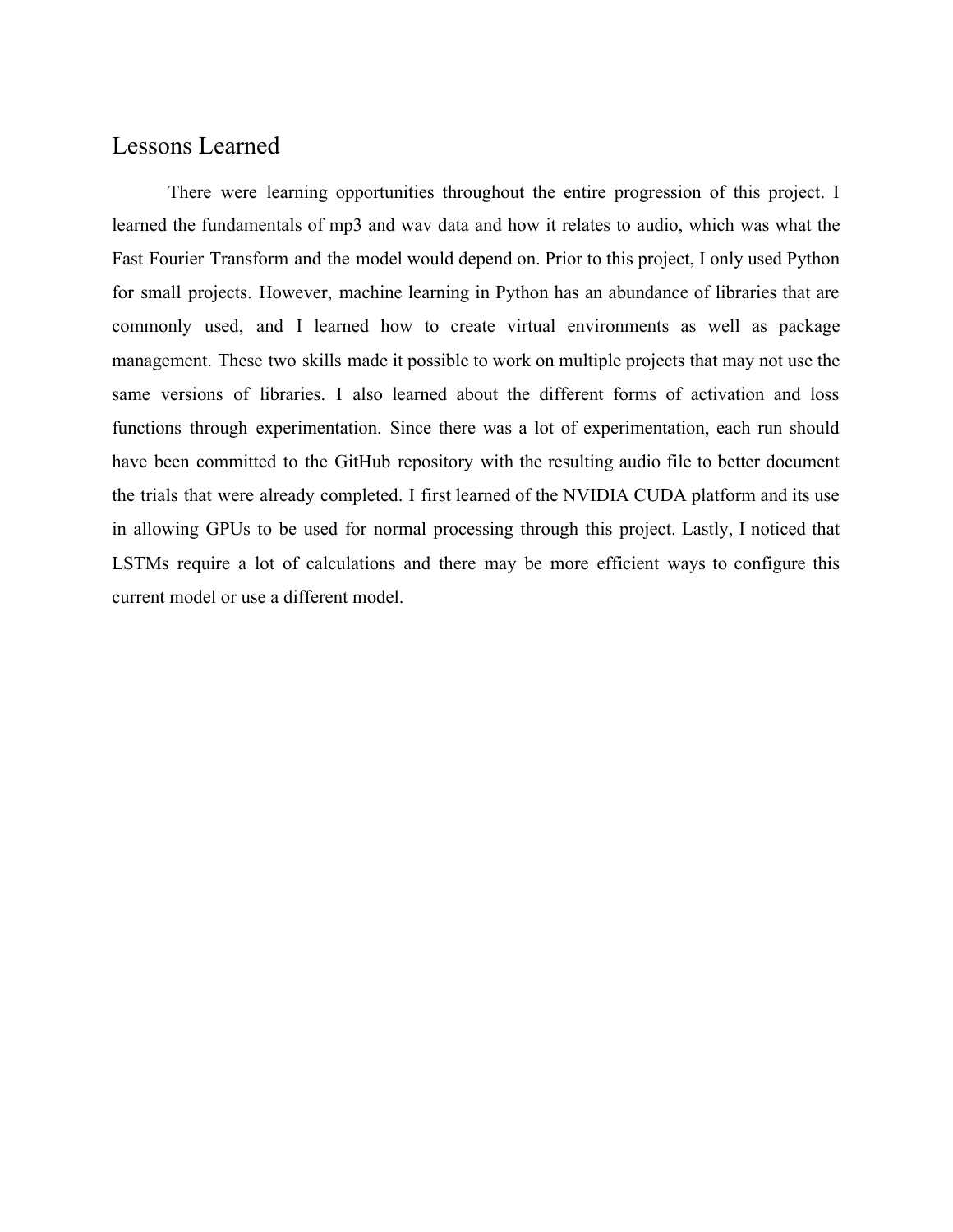## Lessons Learned

There were learning opportunities throughout the entire progression of this project. I learned the fundamentals of mp3 and wav data and how it relates to audio, which was what the Fast Fourier Transform and the model would depend on. Prior to this project, I only used Python for small projects. However, machine learning in Python has an abundance of libraries that are commonly used, and I learned how to create virtual environments as well as package management. These two skills made it possible to work on multiple projects that may not use the same versions of libraries. I also learned about the different forms of activation and loss functions through experimentation. Since there was a lot of experimentation, each run should have been committed to the GitHub repository with the resulting audio file to better document the trials that were already completed. I first learned of the NVIDIA CUDA platform and its use in allowing GPUs to be used for normal processing through this project. Lastly, I noticed that LSTMs require a lot of calculations and there may be more efficient ways to configure this current model or use a different model.